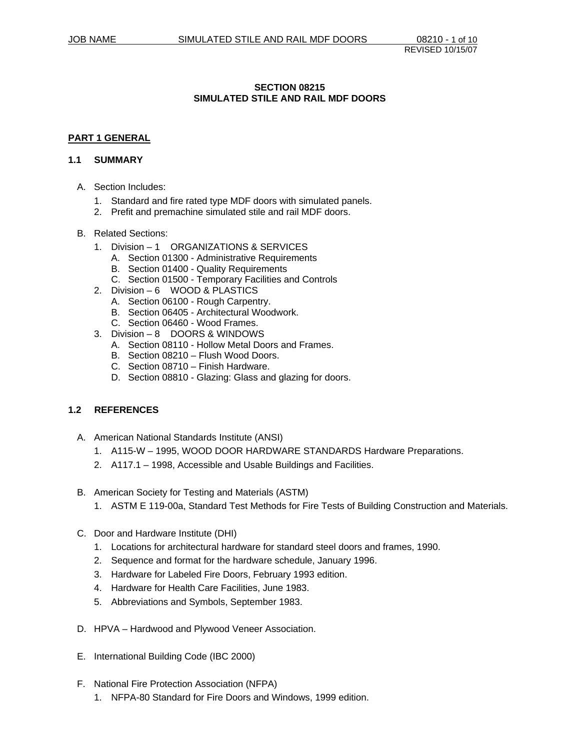# SECTION 08215
# SIMULATED STILE AND RAIL MDF DOORS

## PART 1 GENERAL

### 1.1 SUMMARY

A. Section Includes:
   1. Standard and fire rated type MDF doors with simulated panels.
   2. Prefit and premachine simulated stile and rail MDF doors.

B. Related Sections:
   1. Division – 1 ORGANIZATIONS & SERVICES
      A. Section 01300 - Administrative Requirements
      B. Section 01400 - Quality Requirements
      C. Section 01500 - Temporary Facilities and Controls
   2. Division – 6 WOOD & PLASTICS
      A. Section 06100 - Rough Carpentry.
      B. Section 06405 - Architectural Woodwork.
      C. Section 06460 - Wood Frames.
   3. Division – 8 DOORS & WINDOWS
      A. Section 08110 - Hollow Metal Doors and Frames.
      B. Section 08210 – Flush Wood Doors.
      C. Section 08710 – Finish Hardware.
      D. Section 08810 - Glazing: Glass and glazing for doors.

### 1.2 REFERENCES

A. American National Standards Institute (ANSI)
   1. A115-W – 1995, WOOD DOOR HARDWARE STANDARDS Hardware Preparations.
   2. A117.1 – 1998, Accessible and Usable Buildings and Facilities.

B. American Society for Testing and Materials (ASTM)
   1. ASTM E 119-00a, Standard Test Methods for Fire Tests of Building Construction and Materials.

C. Door and Hardware Institute (DHI)
   1. Locations for architectural hardware for standard steel doors and frames, 1990.
   2. Sequence and format for the hardware schedule, January 1996.
   3. Hardware for Labeled Fire Doors, February 1993 edition.
   4. Hardware for Health Care Facilities, June 1983.
   5. Abbreviations and Symbols, September 1983.

D. HPVA – Hardwood and Plywood Veneer Association.

E. International Building Code (IBC 2000)

F. National Fire Protection Association (NFPA)
   1. NFPA-80 Standard for Fire Doors and Windows, 1999 edition.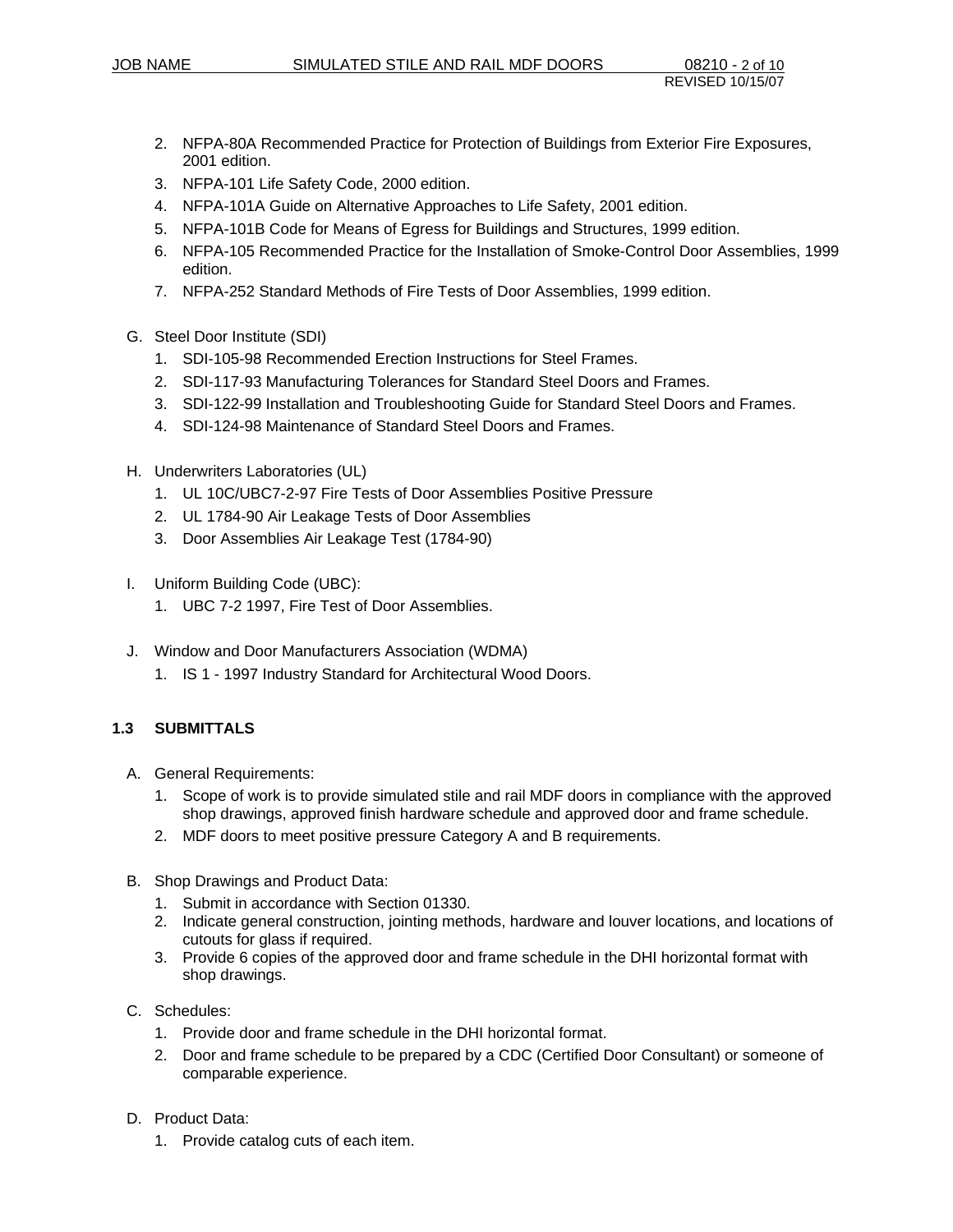2. NFPA-80A Recommended Practice for Protection of Buildings from Exterior Fire Exposures, 2001 edition.
3. NFPA-101 Life Safety Code, 2000 edition.
4. NFPA-101A Guide on Alternative Approaches to Life Safety, 2001 edition.
5. NFPA-101B Code for Means of Egress for Buildings and Structures, 1999 edition.
6. NFPA-105 Recommended Practice for the Installation of Smoke-Control Door Assemblies, 1999 edition.
7. NFPA-252 Standard Methods of Fire Tests of Door Assemblies, 1999 edition.

G. Steel Door Institute (SDI)
   1. SDI-105-98 Recommended Erection Instructions for Steel Frames.
   2. SDI-117-93 Manufacturing Tolerances for Standard Steel Doors and Frames.
   3. SDI-122-99 Installation and Troubleshooting Guide for Standard Steel Doors and Frames.
   4. SDI-124-98 Maintenance of Standard Steel Doors and Frames.

H. Underwriters Laboratories (UL)
   1. UL 10C/UBC7-2-97 Fire Tests of Door Assemblies Positive Pressure
   2. UL 1784-90 Air Leakage Tests of Door Assemblies
   3. Door Assemblies Air Leakage Test (1784-90)

I. Uniform Building Code (UBC):
   1. UBC 7-2 1997, Fire Test of Door Assemblies.

J. Window and Door Manufacturers Association (WDMA)
   1. IS 1 - 1997 Industry Standard for Architectural Wood Doors.

## 1.3 SUBMITTALS

A. General Requirements:
   1. Scope of work is to provide simulated stile and rail MDF doors in compliance with the approved shop drawings, approved finish hardware schedule and approved door and frame schedule.
   2. MDF doors to meet positive pressure Category A and B requirements.

B. Shop Drawings and Product Data:
   1. Submit in accordance with Section 01330.
   2. Indicate general construction, jointing methods, hardware and louver locations, and locations of cutouts for glass if required.
   3. Provide 6 copies of the approved door and frame schedule in the DHI horizontal format with shop drawings.

C. Schedules:
   1. Provide door and frame schedule in the DHI horizontal format.
   2. Door and frame schedule to be prepared by a CDC (Certified Door Consultant) or someone of comparable experience.

D. Product Data:
   1. Provide catalog cuts of each item.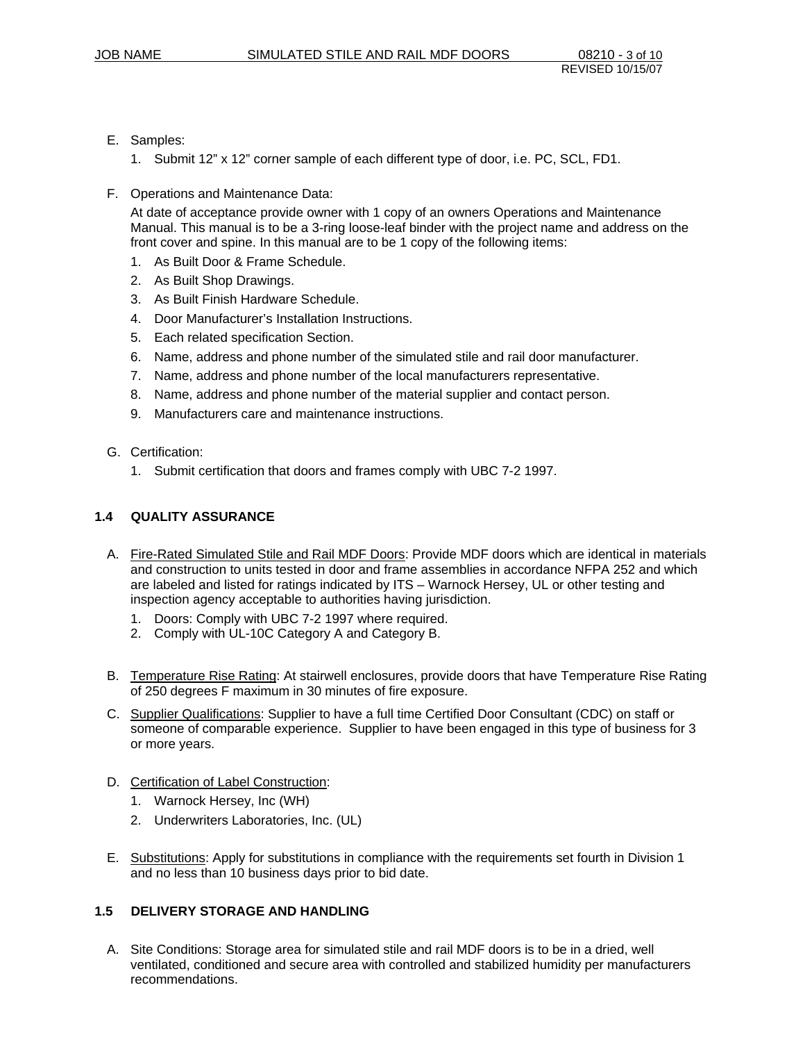E. Samples:

1. Submit 12” x 12” corner sample of each different type of door, i.e. PC, SCL, FD1.

F. Operations and Maintenance Data:

At date of acceptance provide owner with 1 copy of an owners Operations and Maintenance Manual. This manual is to be a 3-ring loose-leaf binder with the project name and address on the front cover and spine. In this manual are to be 1 copy of the following items:

1. As Built Door & Frame Schedule.
2. As Built Shop Drawings.
3. As Built Finish Hardware Schedule.
4. Door Manufacturer’s Installation Instructions.
5. Each related specification Section.
6. Name, address and phone number of the simulated stile and rail door manufacturer.
7. Name, address and phone number of the local manufacturers representative.
8. Name, address and phone number of the material supplier and contact person.
9. Manufacturers care and maintenance instructions.

G. Certification:

1. Submit certification that doors and frames comply with UBC 7-2 1997.

### 1.4 QUALITY ASSURANCE

A. Fire-Rated Simulated Stile and Rail MDF Doors: Provide MDF doors which are identical in materials and construction to units tested in door and frame assemblies in accordance NFPA 252 and which are labeled and listed for ratings indicated by ITS – Warnock Hersey, UL or other testing and inspection agency acceptable to authorities having jurisdiction.

1. Doors: Comply with UBC 7-2 1997 where required.
2. Comply with UL-10C Category A and Category B.

B. Temperature Rise Rating: At stairwell enclosures, provide doors that have Temperature Rise Rating of 250 degrees F maximum in 30 minutes of fire exposure.

C. Supplier Qualifications: Supplier to have a full time Certified Door Consultant (CDC) on staff or someone of comparable experience. Supplier to have been engaged in this type of business for 3 or more years.

D. Certification of Label Construction:

1. Warnock Hersey, Inc (WH)
2. Underwriters Laboratories, Inc. (UL)

E. Substitutions: Apply for substitutions in compliance with the requirements set fourth in Division 1 and no less than 10 business days prior to bid date.

### 1.5 DELIVERY STORAGE AND HANDLING

A. Site Conditions: Storage area for simulated stile and rail MDF doors is to be in a dried, well ventilated, conditioned and secure area with controlled and stabilized humidity per manufacturers recommendations.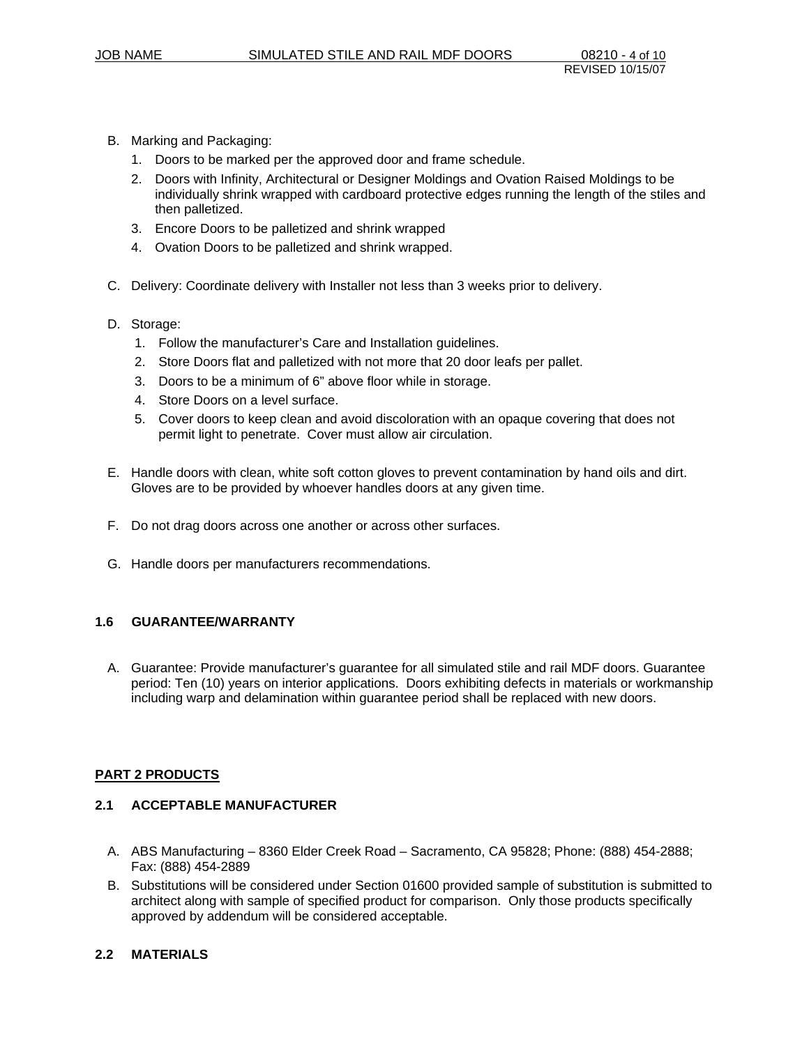B. Marking and Packaging:
   1. Doors to be marked per the approved door and frame schedule.
   2. Doors with Infinity, Architectural or Designer Moldings and Ovation Raised Moldings to be individually shrink wrapped with cardboard protective edges running the length of the stiles and then palletized.
   3. Encore Doors to be palletized and shrink wrapped
   4. Ovation Doors to be palletized and shrink wrapped.

C. Delivery: Coordinate delivery with Installer not less than 3 weeks prior to delivery.

D. Storage:
   1. Follow the manufacturer's Care and Installation guidelines.
   2. Store Doors flat and palletized with not more that 20 door leafs per pallet.
   3. Doors to be a minimum of 6" above floor while in storage.
   4. Store Doors on a level surface.
   5. Cover doors to keep clean and avoid discoloration with an opaque covering that does not permit light to penetrate. Cover must allow air circulation.

E. Handle doors with clean, white soft cotton gloves to prevent contamination by hand oils and dirt. Gloves are to be provided by whoever handles doors at any given time.

F. Do not drag doors across one another or across other surfaces.

G. Handle doors per manufacturers recommendations.

### 1.6 GUARANTEE/WARRANTY

A. Guarantee: Provide manufacturer's guarantee for all simulated stile and rail MDF doors. Guarantee period: Ten (10) years on interior applications. Doors exhibiting defects in materials or workmanship including warp and delamination within guarantee period shall be replaced with new doors.

## PART 2 PRODUCTS

### 2.1 ACCEPTABLE MANUFACTURER

A. ABS Manufacturing – 8360 Elder Creek Road – Sacramento, CA 95828; Phone: (888) 454-2888; Fax: (888) 454-2889
B. Substitutions will be considered under Section 01600 provided sample of substitution is submitted to architect along with sample of specified product for comparison. Only those products specifically approved by addendum will be considered acceptable.

### 2.2 MATERIALS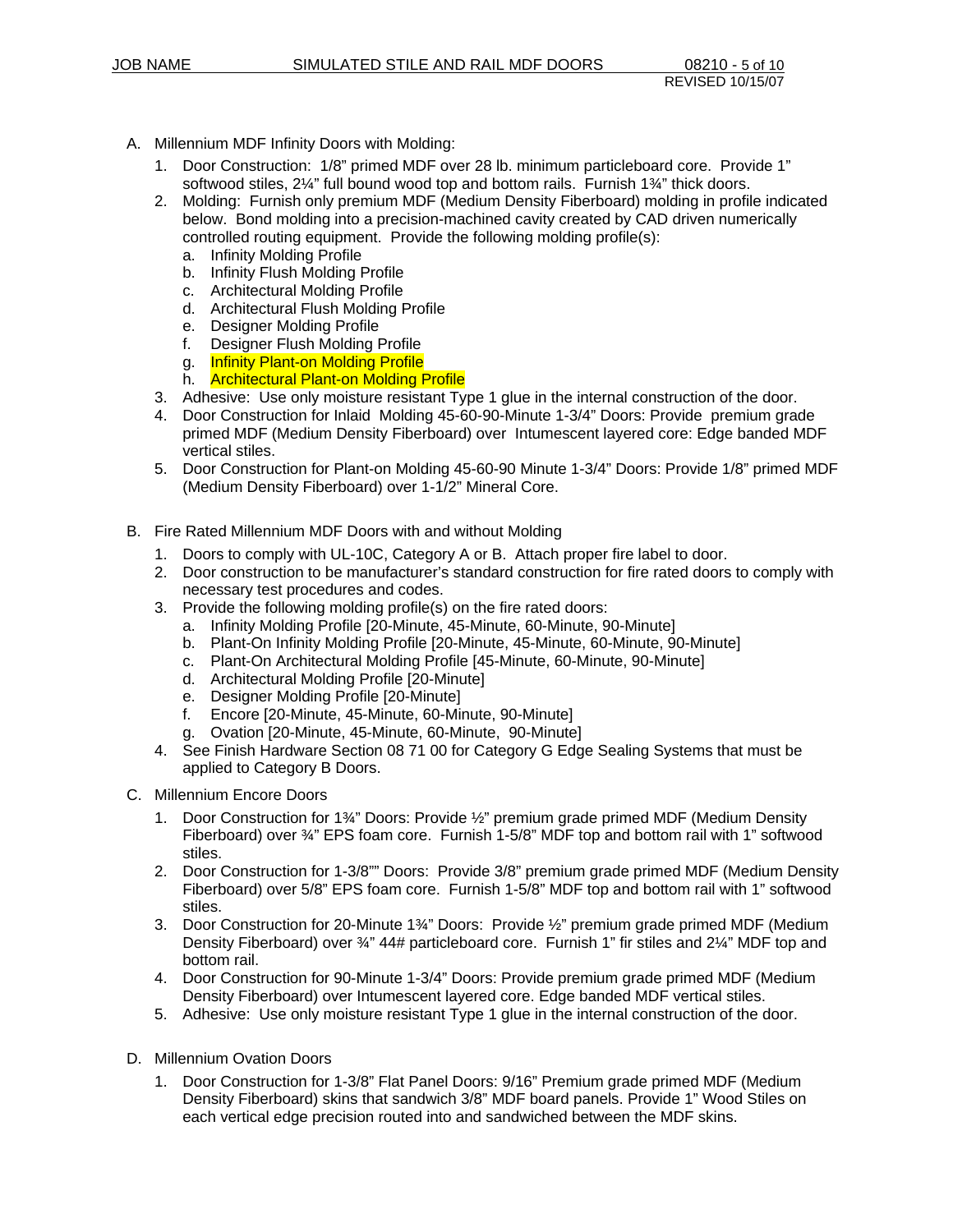A. Millennium MDF Infinity Doors with Molding:

1. Door Construction: 1/8" primed MDF over 28 lb. minimum particleboard core. Provide 1" softwood stiles, 2¼" full bound wood top and bottom rails. Furnish 1¾" thick doors.
2. Molding: Furnish only premium MDF (Medium Density Fiberboard) molding in profile indicated below. Bond molding into a precision-machined cavity created by CAD driven numerically controlled routing equipment. Provide the following molding profile(s):
   a. Infinity Molding Profile
   b. Infinity Flush Molding Profile
   c. Architectural Molding Profile
   d. Architectural Flush Molding Profile
   e. Designer Molding Profile
   f. Designer Flush Molding Profile
   g. Infinity Plant-on Molding Profile
   h. Architectural Plant-on Molding Profile
3. Adhesive: Use only moisture resistant Type 1 glue in the internal construction of the door.
4. Door Construction for Inlaid Molding 45-60-90-Minute 1-3/4" Doors: Provide premium grade primed MDF (Medium Density Fiberboard) over Intumescent layered core: Edge banded MDF vertical stiles.
5. Door Construction for Plant-on Molding 45-60-90 Minute 1-3/4" Doors: Provide 1/8" primed MDF (Medium Density Fiberboard) over 1-1/2" Mineral Core.

B. Fire Rated Millennium MDF Doors with and without Molding

1. Doors to comply with UL-10C, Category A or B. Attach proper fire label to door.
2. Door construction to be manufacturer's standard construction for fire rated doors to comply with necessary test procedures and codes.
3. Provide the following molding profile(s) on the fire rated doors:
   a. Infinity Molding Profile [20-Minute, 45-Minute, 60-Minute, 90-Minute]
   b. Plant-On Infinity Molding Profile [20-Minute, 45-Minute, 60-Minute, 90-Minute]
   c. Plant-On Architectural Molding Profile [45-Minute, 60-Minute, 90-Minute]
   d. Architectural Molding Profile [20-Minute]
   e. Designer Molding Profile [20-Minute]
   f. Encore [20-Minute, 45-Minute, 60-Minute, 90-Minute]
   g. Ovation [20-Minute, 45-Minute, 60-Minute, 90-Minute]
4. See Finish Hardware Section 08 71 00 for Category G Edge Sealing Systems that must be applied to Category B Doors.

C. Millennium Encore Doors

1. Door Construction for 1¾" Doors: Provide ½" premium grade primed MDF (Medium Density Fiberboard) over ¾" EPS foam core. Furnish 1-5/8" MDF top and bottom rail with 1" softwood stiles.
2. Door Construction for 1-3/8"" Doors: Provide 3/8" premium grade primed MDF (Medium Density Fiberboard) over 5/8" EPS foam core. Furnish 1-5/8" MDF top and bottom rail with 1" softwood stiles.
3. Door Construction for 20-Minute 1¾" Doors: Provide ½" premium grade primed MDF (Medium Density Fiberboard) over ¾" 44# particleboard core. Furnish 1" fir stiles and 2¼" MDF top and bottom rail.
4. Door Construction for 90-Minute 1-3/4" Doors: Provide premium grade primed MDF (Medium Density Fiberboard) over Intumescent layered core. Edge banded MDF vertical stiles.
5. Adhesive: Use only moisture resistant Type 1 glue in the internal construction of the door.

D. Millennium Ovation Doors

1. Door Construction for 1-3/8" Flat Panel Doors: 9/16" Premium grade primed MDF (Medium Density Fiberboard) skins that sandwich 3/8" MDF board panels. Provide 1" Wood Stiles on each vertical edge precision routed into and sandwiched between the MDF skins.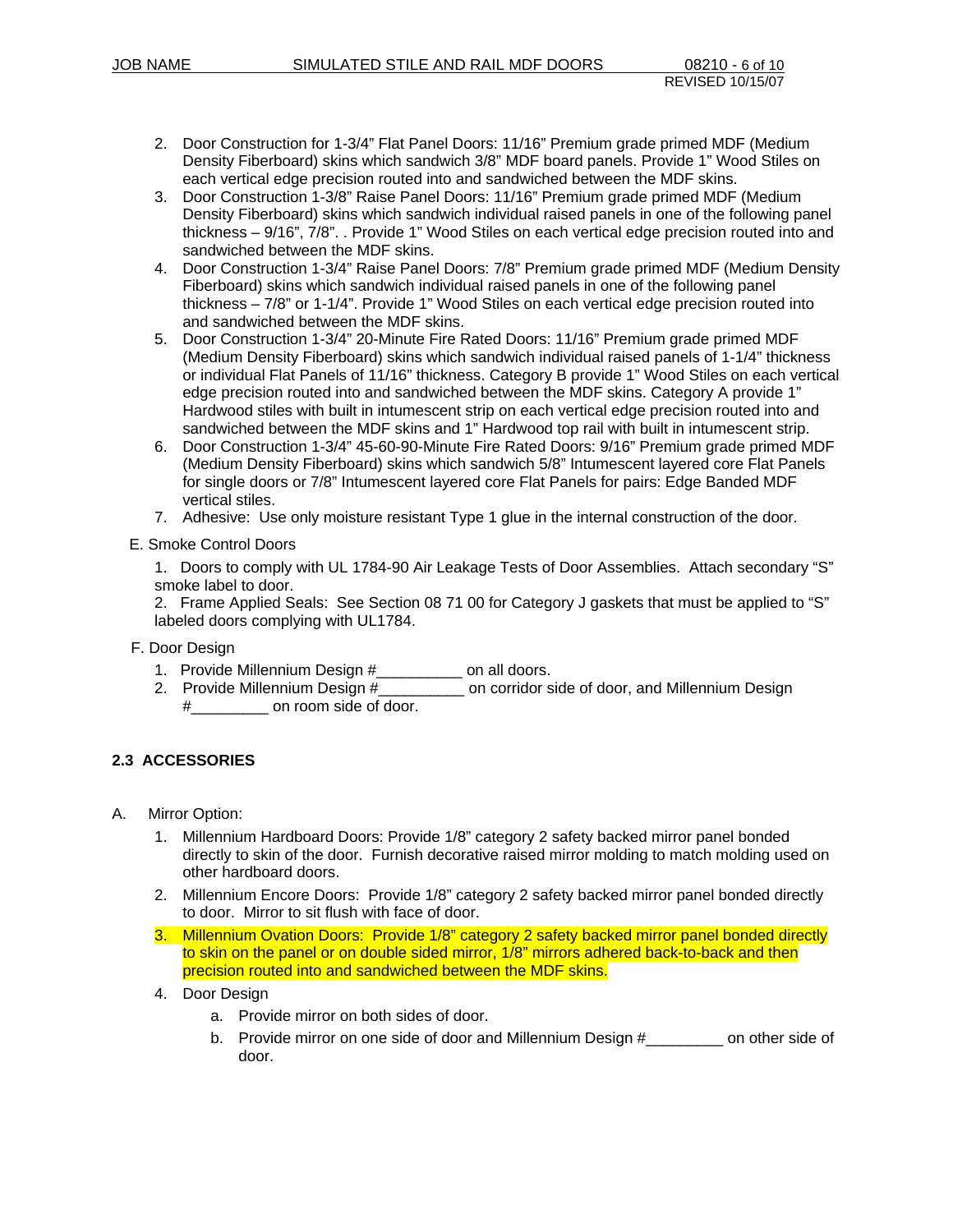2. Door Construction for 1-3/4" Flat Panel Doors: 11/16" Premium grade primed MDF (Medium Density Fiberboard) skins which sandwich 3/8" MDF board panels. Provide 1" Wood Stiles on each vertical edge precision routed into and sandwiched between the MDF skins.
3. Door Construction 1-3/8" Raise Panel Doors: 11/16" Premium grade primed MDF (Medium Density Fiberboard) skins which sandwich individual raised panels in one of the following panel thickness – 9/16", 7/8". . Provide 1" Wood Stiles on each vertical edge precision routed into and sandwiched between the MDF skins.
4. Door Construction 1-3/4" Raise Panel Doors: 7/8" Premium grade primed MDF (Medium Density Fiberboard) skins which sandwich individual raised panels in one of the following panel thickness – 7/8" or 1-1/4". Provide 1" Wood Stiles on each vertical edge precision routed into and sandwiched between the MDF skins.
5. Door Construction 1-3/4" 20-Minute Fire Rated Doors: 11/16" Premium grade primed MDF (Medium Density Fiberboard) skins which sandwich individual raised panels of 1-1/4" thickness or individual Flat Panels of 11/16" thickness. Category B provide 1" Wood Stiles on each vertical edge precision routed into and sandwiched between the MDF skins. Category A provide 1" Hardwood stiles with built in intumescent strip on each vertical edge precision routed into and sandwiched between the MDF skins and 1" Hardwood top rail with built in intumescent strip.
6. Door Construction 1-3/4" 45-60-90-Minute Fire Rated Doors: 9/16" Premium grade primed MDF (Medium Density Fiberboard) skins which sandwich 5/8" Intumescent layered core Flat Panels for single doors or 7/8" Intumescent layered core Flat Panels for pairs: Edge Banded MDF vertical stiles.
7. Adhesive: Use only moisture resistant Type 1 glue in the internal construction of the door.

E. Smoke Control Doors

1. Doors to comply with UL 1784-90 Air Leakage Tests of Door Assemblies. Attach secondary "S" smoke label to door.
2. Frame Applied Seals: See Section 08 71 00 for Category J gaskets that must be applied to "S" labeled doors complying with UL1784.

F. Door Design

1. Provide Millennium Design #__________ on all doors.
2. Provide Millennium Design #__________ on corridor side of door, and Millennium Design #_________ on room side of door.

## 2.3 ACCESSORIES

A. Mirror Option:

1. Millennium Hardboard Doors: Provide 1/8" category 2 safety backed mirror panel bonded directly to skin of the door. Furnish decorative raised mirror molding to match molding used on other hardboard doors.
2. Millennium Encore Doors: Provide 1/8" category 2 safety backed mirror panel bonded directly to door. Mirror to sit flush with face of door.
3. Millennium Ovation Doors: Provide 1/8" category 2 safety backed mirror panel bonded directly to skin on the panel or on double sided mirror, 1/8" mirrors adhered back-to-back and then precision routed into and sandwiched between the MDF skins.
4. Door Design
   a. Provide mirror on both sides of door.
   b. Provide mirror on one side of door and Millennium Design #_________ on other side of door.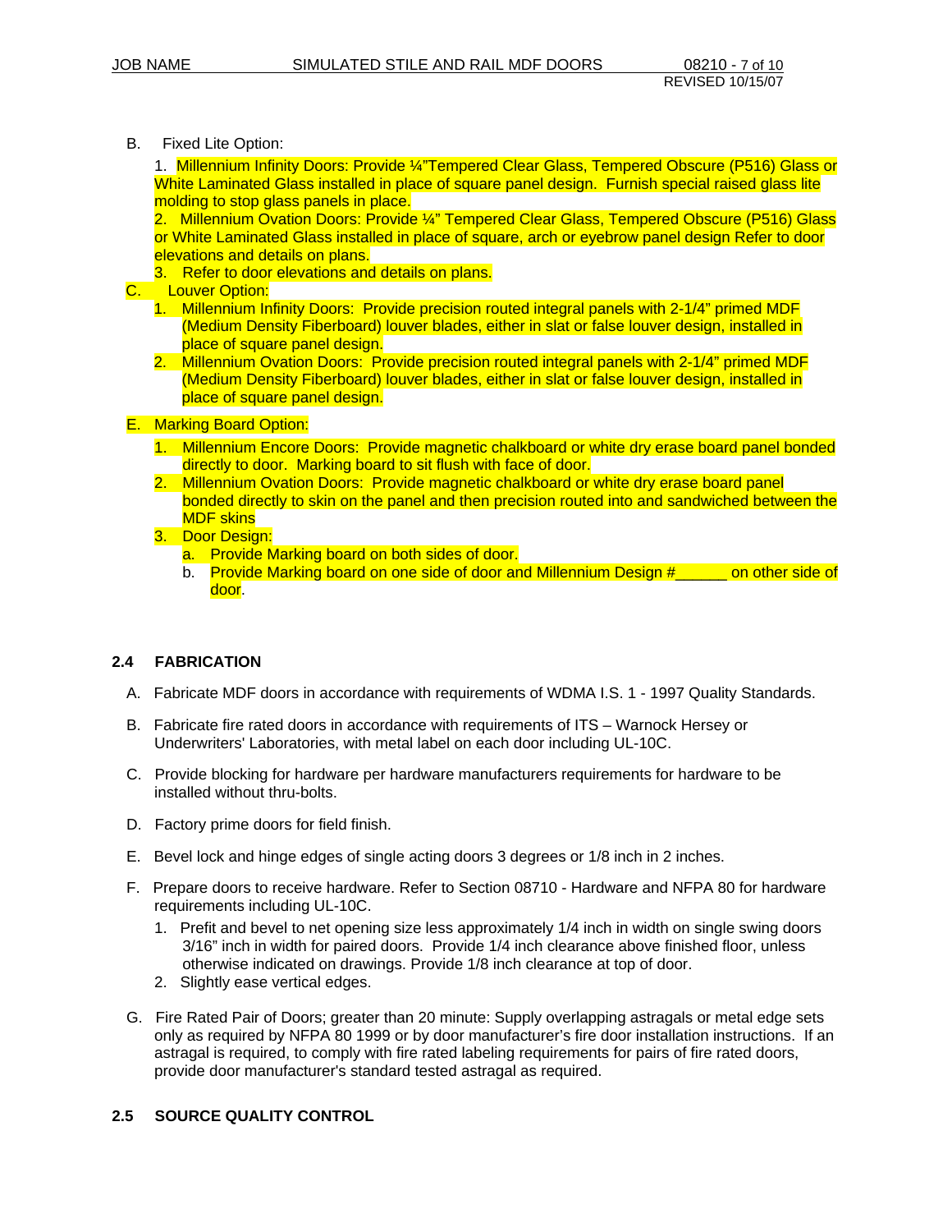B. Fixed Lite Option:

1. Millennium Infinity Doors: Provide ¼"Tempered Clear Glass, Tempered Obscure (P516) Glass or White Laminated Glass installed in place of square panel design. Furnish special raised glass lite molding to stop glass panels in place.
2. Millennium Ovation Doors: Provide ¼" Tempered Clear Glass, Tempered Obscure (P516) Glass or White Laminated Glass installed in place of square, arch or eyebrow panel design Refer to door elevations and details on plans.
3. Refer to door elevations and details on plans.

C. Louver Option:

1. Millennium Infinity Doors: Provide precision routed integral panels with 2-1/4" primed MDF (Medium Density Fiberboard) louver blades, either in slat or false louver design, installed in place of square panel design.
2. Millennium Ovation Doors: Provide precision routed integral panels with 2-1/4" primed MDF (Medium Density Fiberboard) louver blades, either in slat or false louver design, installed in place of square panel design.

E. Marking Board Option:

1. Millennium Encore Doors: Provide magnetic chalkboard or white dry erase board panel bonded directly to door. Marking board to sit flush with face of door.
2. Millennium Ovation Doors: Provide magnetic chalkboard or white dry erase board panel bonded directly to skin on the panel and then precision routed into and sandwiched between the MDF skins
3. Door Design:
   a. Provide Marking board on both sides of door.
   b. Provide Marking board on one side of door and Millennium Design #______ on other side of door.

## 2.4 FABRICATION

A. Fabricate MDF doors in accordance with requirements of WDMA I.S. 1 - 1997 Quality Standards.

B. Fabricate fire rated doors in accordance with requirements of ITS – Warnock Hersey or Underwriters' Laboratories, with metal label on each door including UL-10C.

C. Provide blocking for hardware per hardware manufacturers requirements for hardware to be installed without thru-bolts.

D. Factory prime doors for field finish.

E. Bevel lock and hinge edges of single acting doors 3 degrees or 1/8 inch in 2 inches.

F. Prepare doors to receive hardware. Refer to Section 08710 - Hardware and NFPA 80 for hardware requirements including UL-10C.

1. Prefit and bevel to net opening size less approximately 1/4 inch in width on single swing doors 3/16" inch in width for paired doors. Provide 1/4 inch clearance above finished floor, unless otherwise indicated on drawings. Provide 1/8 inch clearance at top of door.
2. Slightly ease vertical edges.

G. Fire Rated Pair of Doors; greater than 20 minute: Supply overlapping astragals or metal edge sets only as required by NFPA 80 1999 or by door manufacturer's fire door installation instructions. If an astragal is required, to comply with fire rated labeling requirements for pairs of fire rated doors, provide door manufacturer's standard tested astragal as required.

## 2.5 SOURCE QUALITY CONTROL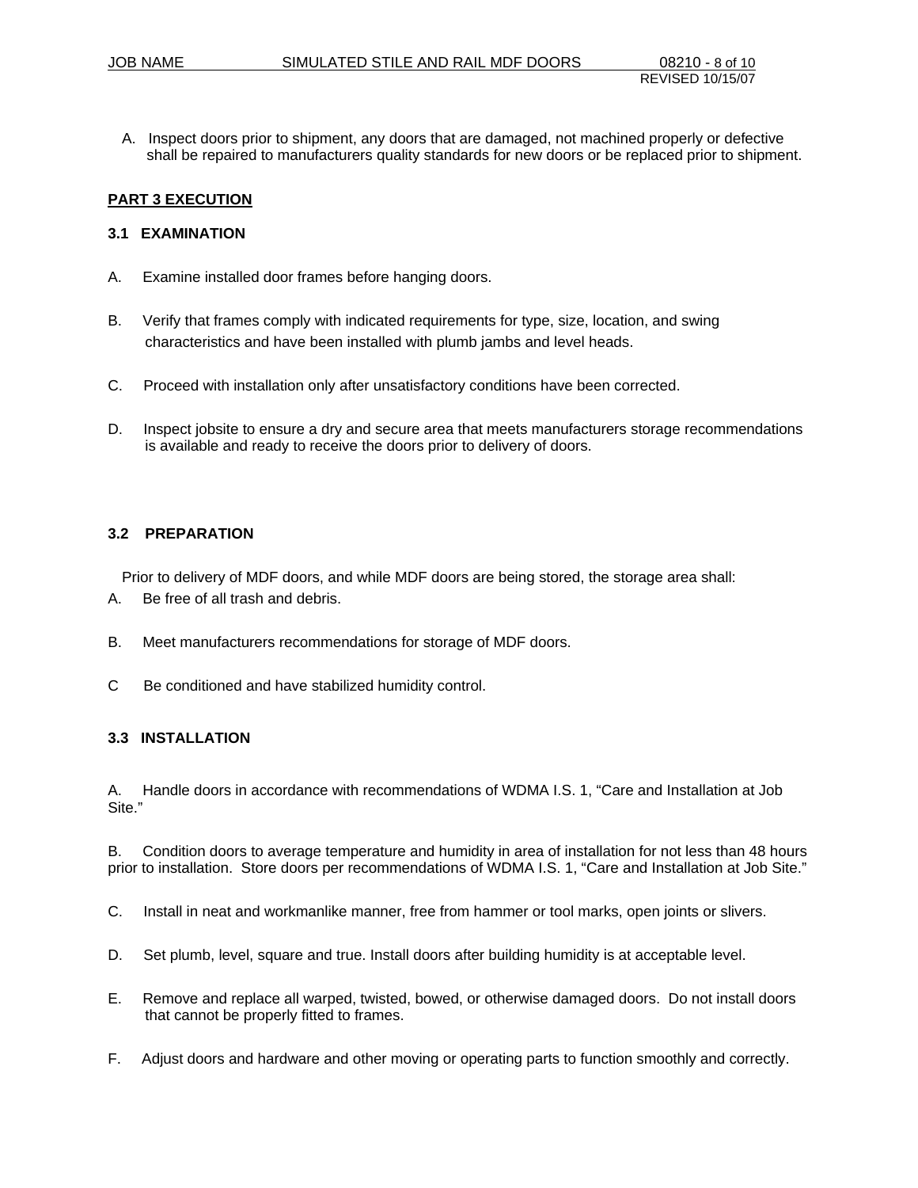A. Inspect doors prior to shipment, any doors that are damaged, not machined properly or defective shall be repaired to manufacturers quality standards for new doors or be replaced prior to shipment.

## PART 3 EXECUTION

### 3.1 EXAMINATION

A. Examine installed door frames before hanging doors.

B. Verify that frames comply with indicated requirements for type, size, location, and swing characteristics and have been installed with plumb jambs and level heads.

C. Proceed with installation only after unsatisfactory conditions have been corrected.

D. Inspect jobsite to ensure a dry and secure area that meets manufacturers storage recommendations is available and ready to receive the doors prior to delivery of doors.

### 3.2 PREPARATION

Prior to delivery of MDF doors, and while MDF doors are being stored, the storage area shall:

A. Be free of all trash and debris.

B. Meet manufacturers recommendations for storage of MDF doors.

C Be conditioned and have stabilized humidity control.

### 3.3 INSTALLATION

A. Handle doors in accordance with recommendations of WDMA I.S. 1, "Care and Installation at Job Site."

B. Condition doors to average temperature and humidity in area of installation for not less than 48 hours prior to installation. Store doors per recommendations of WDMA I.S. 1, "Care and Installation at Job Site."

C. Install in neat and workmanlike manner, free from hammer or tool marks, open joints or slivers.

D. Set plumb, level, square and true. Install doors after building humidity is at acceptable level.

E. Remove and replace all warped, twisted, bowed, or otherwise damaged doors. Do not install doors that cannot be properly fitted to frames.

F. Adjust doors and hardware and other moving or operating parts to function smoothly and correctly.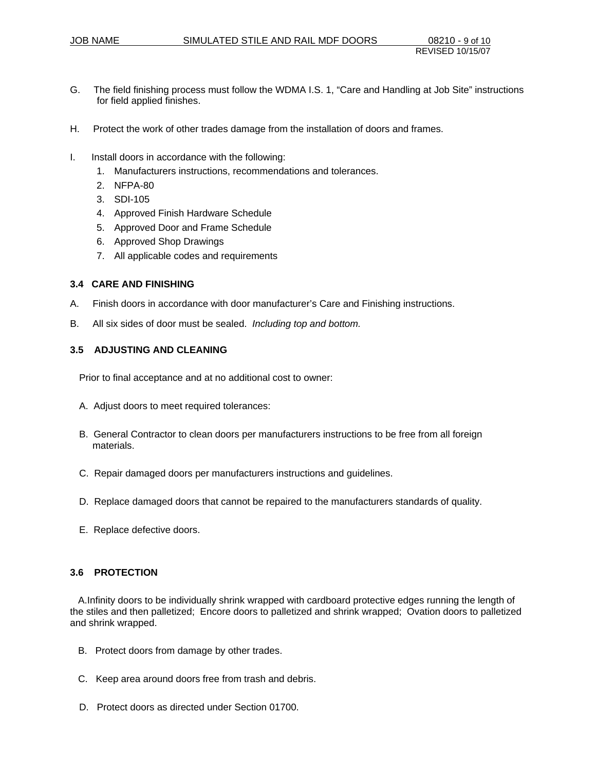G. The field finishing process must follow the WDMA I.S. 1, “Care and Handling at Job Site” instructions for field applied finishes.

H. Protect the work of other trades damage from the installation of doors and frames.

I. Install doors in accordance with the following:
   1. Manufacturers instructions, recommendations and tolerances.
   2. NFPA-80
   3. SDI-105
   4. Approved Finish Hardware Schedule
   5. Approved Door and Frame Schedule
   6. Approved Shop Drawings
   7. All applicable codes and requirements

### 3.4 CARE AND FINISHING

A. Finish doors in accordance with door manufacturer’s Care and Finishing instructions.

B. All six sides of door must be sealed. *Including top and bottom.*

### 3.5 ADJUSTING AND CLEANING

Prior to final acceptance and at no additional cost to owner:

A. Adjust doors to meet required tolerances:

B. General Contractor to clean doors per manufacturers instructions to be free from all foreign materials.

C. Repair damaged doors per manufacturers instructions and guidelines.

D. Replace damaged doors that cannot be repaired to the manufacturers standards of quality.

E. Replace defective doors.

### 3.6 PROTECTION

A. Infinity doors to be individually shrink wrapped with cardboard protective edges running the length of the stiles and then palletized; Encore doors to palletized and shrink wrapped; Ovation doors to palletized and shrink wrapped.

B. Protect doors from damage by other trades.

C. Keep area around doors free from trash and debris.

D. Protect doors as directed under Section 01700.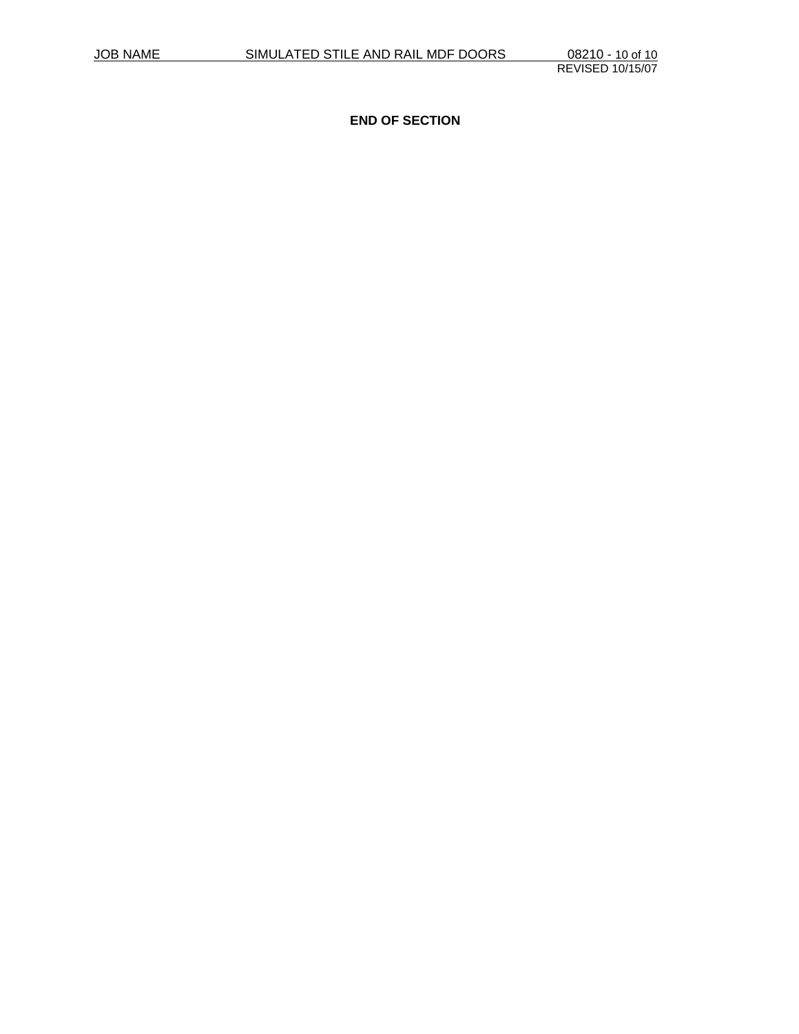**END OF SECTION**